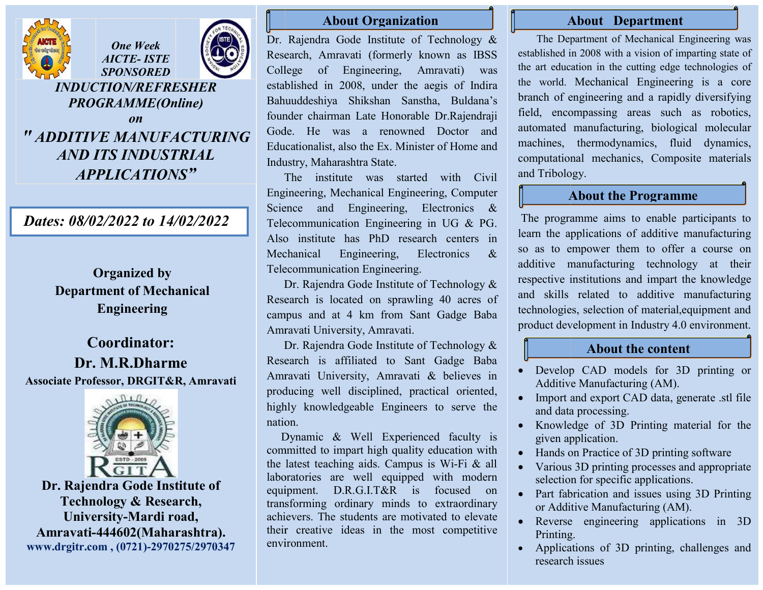*One Week*
*AICTE- ISTE SPONSORED*

# *INDUCTION/REFRESHER PROGRAMME(Online)*
*on*
# *" ADDITIVE MANUFACTURING AND ITS INDUSTRIAL APPLICATIONS"*

***Dates: 08/02/2022 to 14/02/2022***

**Organized by**
**Department of Mechanical Engineering**

## Coordinator:
## Dr. M.R.Dharme
**Associate Professor, DRGIT&R, Amravati**

**Dr. Rajendra Gode Institute of Technology & Research, University-Mardi road, Amravati-444602(Maharashtra).**
**www.drgitr.com , (0721)-2970275/2970347**

## About Organization

Dr. Rajendra Gode Institute of Technology & Research, Amravati (formerly known as IBSS College of Engineering, Amravati) was established in 2008, under the aegis of Indira Bahuuddeshiya Shikshan Sanstha, Buldana's founder chairman Late Honorable Dr.Rajendraji Gode. He was a renowned Doctor and Educationalist, also the Ex. Minister of Home and Industry, Maharashtra State.

The institute was started with Civil Engineering, Mechanical Engineering, Computer Science and Engineering, Electronics & Telecommunication Engineering in UG & PG. Also institute has PhD research centers in Mechanical Engineering, Electronics & Telecommunication Engineering.

Dr. Rajendra Gode Institute of Technology & Research is located on sprawling 40 acres of campus and at 4 km from Sant Gadge Baba Amravati University, Amravati.

Dr. Rajendra Gode Institute of Technology & Research is affiliated to Sant Gadge Baba Amravati University, Amravati & believes in producing well disciplined, practical oriented, highly knowledgeable Engineers to serve the nation.

Dynamic & Well Experienced faculty is committed to impart high quality education with the latest teaching aids. Campus is Wi-Fi & all laboratories are well equipped with modern equipment. D.R.G.I.T&R is focused on transforming ordinary minds to extraordinary achievers. The students are motivated to elevate their creative ideas in the most competitive environment.

## About Department

The Department of Mechanical Engineering was established in 2008 with a vision of imparting state of the art education in the cutting edge technologies of the world. Mechanical Engineering is a core branch of engineering and a rapidly diversifying field, encompassing areas such as robotics, automated manufacturing, biological molecular machines, thermodynamics, fluid dynamics, computational mechanics, Composite materials and Tribology.

## About the Programme

The programme aims to enable participants to learn the applications of additive manufacturing so as to empower them to offer a course on additive manufacturing technology at their respective institutions and impart the knowledge and skills related to additive manufacturing technologies, selection of material,equipment and product development in Industry 4.0 environment.

## About the content

- Develop CAD models for 3D printing or Additive Manufacturing (AM).
- Import and export CAD data, generate .stl file and data processing.
- Knowledge of 3D Printing material for the given application.
- Hands on Practice of 3D printing software
- Various 3D printing processes and appropriate selection for specific applications.
- Part fabrication and issues using 3D Printing or Additive Manufacturing (AM).
- Reverse engineering applications in 3D Printing.
- Applications of 3D printing, challenges and research issues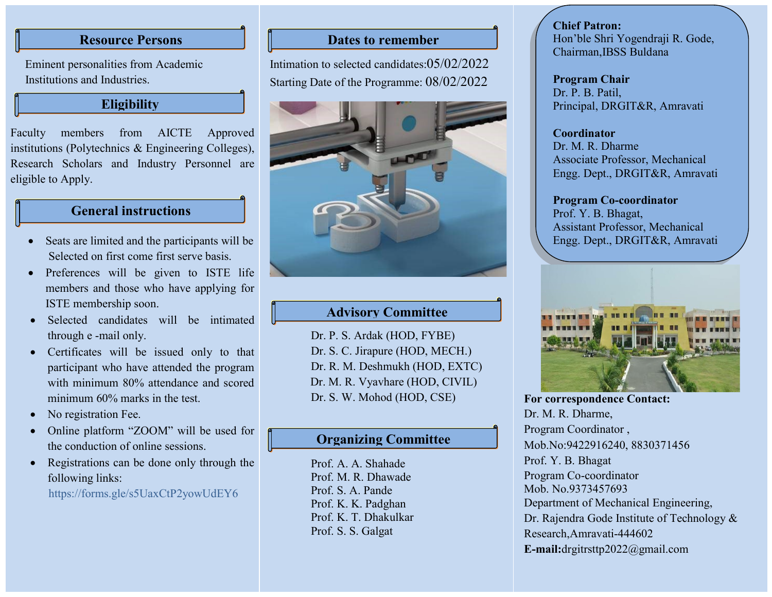## Resource Persons

Eminent personalities from Academic Institutions and Industries.

## Eligibility

Faculty members from AICTE Approved institutions (Polytechnics & Engineering Colleges), Research Scholars and Industry Personnel are eligible to Apply.

## General instructions

- Seats are limited and the participants will be Selected on first come first serve basis.
- Preferences will be given to ISTE life members and those who have applying for ISTE membership soon.
- Selected candidates will be intimated through e -mail only.
- Certificates will be issued only to that participant who have attended the program with minimum 80% attendance and scored minimum 60% marks in the test.
- No registration Fee.
- Online platform "ZOOM" will be used for the conduction of online sessions.
- Registrations can be done only through the following links:
  https://forms.gle/s5UaxCtP2yowUdEY6

## Dates to remember

Intimation to selected candidates:05/02/2022

Starting Date of the Programme: 08/02/2022

## Advisory Committee

Dr. P. S. Ardak (HOD, FYBE)
Dr. S. C. Jirapure (HOD, MECH.)
Dr. R. M. Deshmukh (HOD, EXTC)
Dr. M. R. Vyavhare (HOD, CIVIL)
Dr. S. W. Mohod (HOD, CSE)

## Organizing Committee

Prof. A. A. Shahade
Prof. M. R. Dhawade
Prof. S. A. Pande
Prof. K. K. Padghan
Prof. K. T. Dhakulkar
Prof. S. S. Galgat

**Chief Patron:**
Hon'ble Shri Yogendraji R. Gode,
Chairman,IBSS Buldana

**Program Chair**
Dr. P. B. Patil,
Principal, DRGIT&R, Amravati

**Coordinator**
Dr. M. R. Dharme
Associate Professor, Mechanical Engg. Dept., DRGIT&R, Amravati

**Program Co-coordinator**
Prof. Y. B. Bhagat,
Assistant Professor, Mechanical Engg. Dept., DRGIT&R, Amravati

**For correspondence Contact:**
Dr. M. R. Dharme,
Program Coordinator ,
Mob.No:9422916240, 8830371456
Prof. Y. B. Bhagat
Program Co-coordinator
Mob. No.9373457693
Department of Mechanical Engineering,
Dr. Rajendra Gode Institute of Technology & Research,Amravati-444602
**E-mail:**drgitrsttp2022@gmail.com